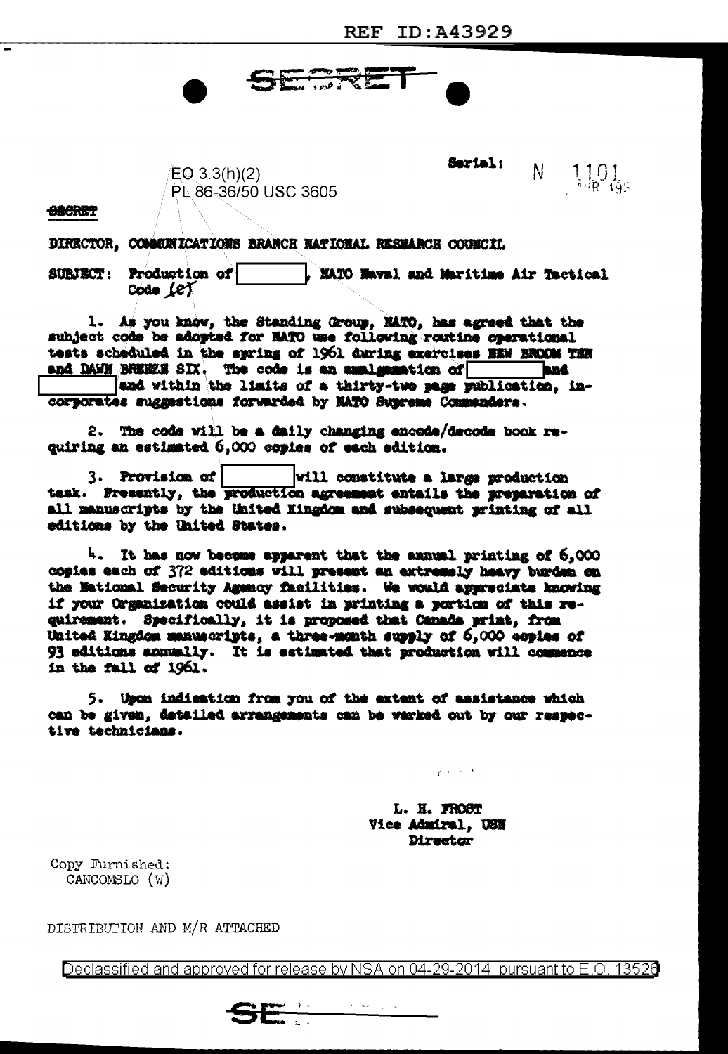REF ID:A43929

SECRET

Serial: N 1101

EO 3.3(h)(2)
PL 86-36/50 USC 3605

SECRET

DIRECTOR, COMMUNICATIONS BRANCH NATIONAL RESEARCH COUNCIL

SUBJECT: Production of [ ], NATO Naval and Maritime Air Tactical Code (C)

1. As you know, the Standing Group, NATO, has agreed that the subject code be adopted for NATO use following routine operational tests scheduled in the spring of 1961 during exercises NEW BROOM TEN and DAWN BREEZE SIX. The code is an amalgamation of [ ] and [ ] and within the limits of a thirty-two page publication, incorporates suggestions forwarded by NATO Supreme Commanders.

2. The code will be a daily changing encode/decode book requiring an estimated 6,000 copies of each edition.

3. Provision of [ ] will constitute a large production task. Presently, the production agreement entails the preparation of all manuscripts by the United Kingdom and subsequent printing of all editions by the United States.

4. It has now become apparent that the annual printing of 6,000 copies each of 372 editions will present an extremely heavy burden on the National Security Agency facilities. We would appreciate knowing if your Organization could assist in printing a portion of this requirement. Specifically, it is proposed that Canada print, from United Kingdom manuscripts, a three-month supply of 6,000 copies of 93 editions annually. It is estimated that production will commence in the fall of 1961.

5. Upon indication from you of the extent of assistance which can be given, detailed arrangements can be worked out by our respective technicians.

L. H. FROST
Vice Admiral, USN
Director

Copy Furnished:
CANCOMSLO (W)

DISTRIBUTION AND M/R ATTACHED

Declassified and approved for release by NSA on 04-29-2014 pursuant to E.O. 13526

SECRET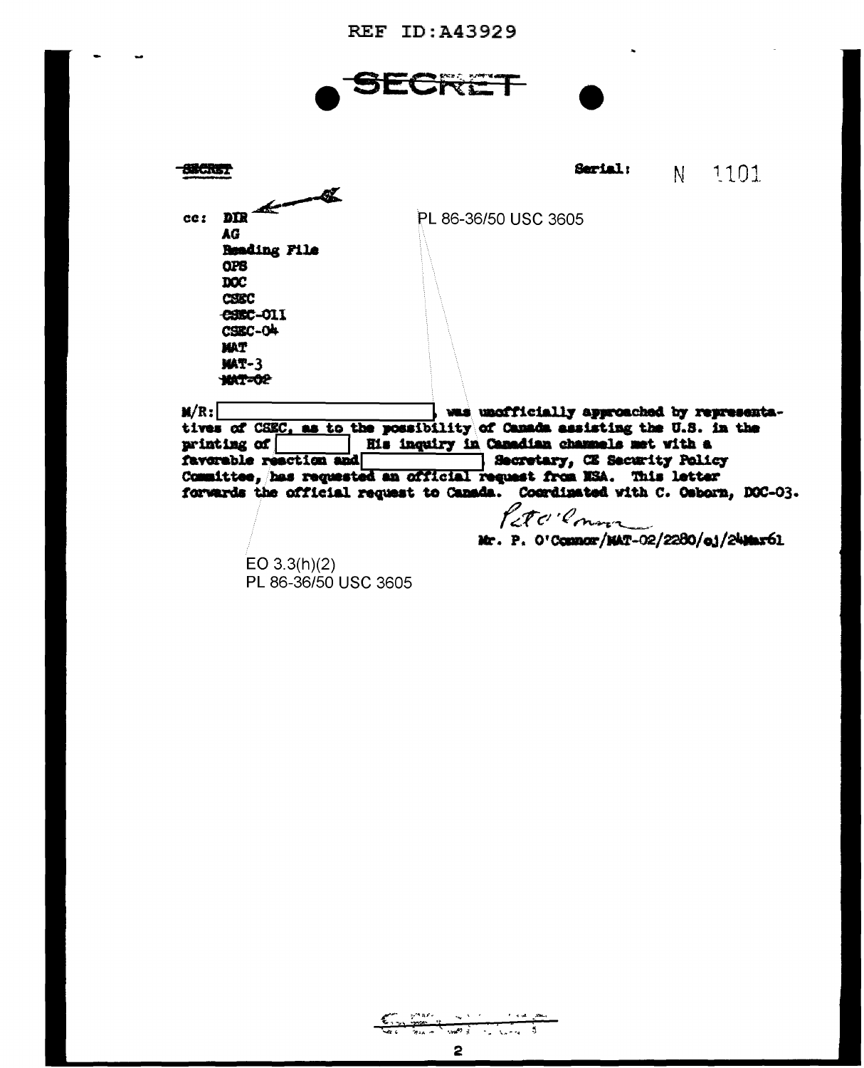REF ID:A43929

SECRET

SECRET

Serial: N 1101

cc: DIR
AG
Reading File
OPS
DOC
CSEC
~~CSEC-011~~
CSEC-04
MAT
MAT-3
~~MAT-02~~

PL 86-36/50 USC 3605

M/R: [REDACTED], was unofficially approached by representatives of CSEC, as to the possibility of Canada assisting the U.S. in the printing of [REDACTED] His inquiry in Canadian channels met with a favorable reaction and [REDACTED] Secretary, CE Security Policy Committee, has requested an official request from NSA. This letter forwards the official request to Canada. Coordinated with C. Osborn, DOC-03.

Peter O'Connor

Mr. P. O'Connor/MAT-02/2280/oj/24Mar61

EO 3.3(h)(2)
PL 86-36/50 USC 3605